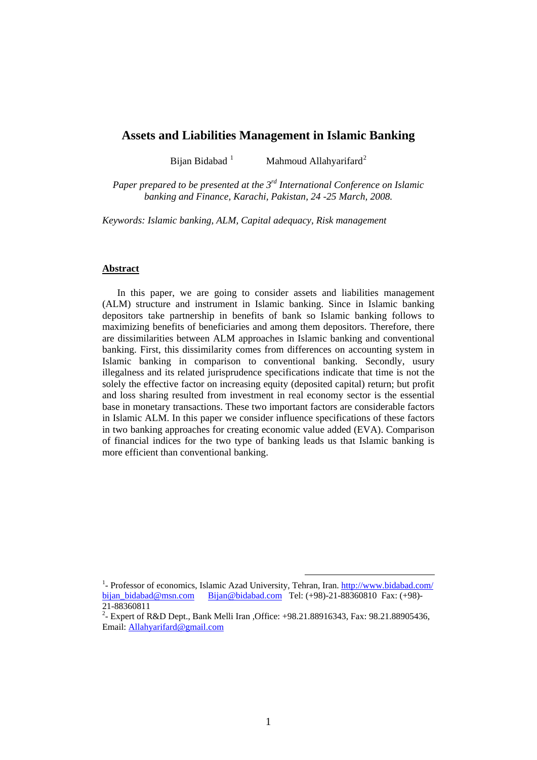# Assets and Liabilities Management in Islamic Banking

Bijan Bidabad [1] Mahmoud Allahyarifard[2]

*Paper prepared to be presented at the 3rd International Conference on Islamic banking and Finance, Karachi, Pakistan, 24 -25 March, 2008.*

*Keywords: Islamic banking, ALM, Capital adequacy, Risk management*

## Abstract

In this paper, we are going to consider assets and liabilities management (ALM) structure and instrument in Islamic banking. Since in Islamic banking depositors take partnership in benefits of bank so Islamic banking follows to maximizing benefits of beneficiaries and among them depositors. Therefore, there are dissimilarities between ALM approaches in Islamic banking and conventional banking. First, this dissimilarity comes from differences on accounting system in Islamic banking in comparison to conventional banking. Secondly, usury illegalness and its related jurisprudence specifications indicate that time is not the solely the effective factor on increasing equity (deposited capital) return; but profit and loss sharing resulted from investment in real economy sector is the essential base in monetary transactions. These two important factors are considerable factors in Islamic ALM. In this paper we consider influence specifications of these factors in two banking approaches for creating economic value added (EVA). Comparison of financial indices for the two type of banking leads us that Islamic banking is more efficient than conventional banking.

---

[1]- Professor of economics, Islamic Azad University, Tehran, Iran. http://www.bidabad.com/ bijan_bidabad@msn.com Bijan@bidabad.com Tel: (+98)-21-88360810 Fax: (+98)-21-88360811

[2]- Expert of R&D Dept., Bank Melli Iran ,Office: +98.21.88916343, Fax: 98.21.88905436, Email: Allahyarifard@gmail.com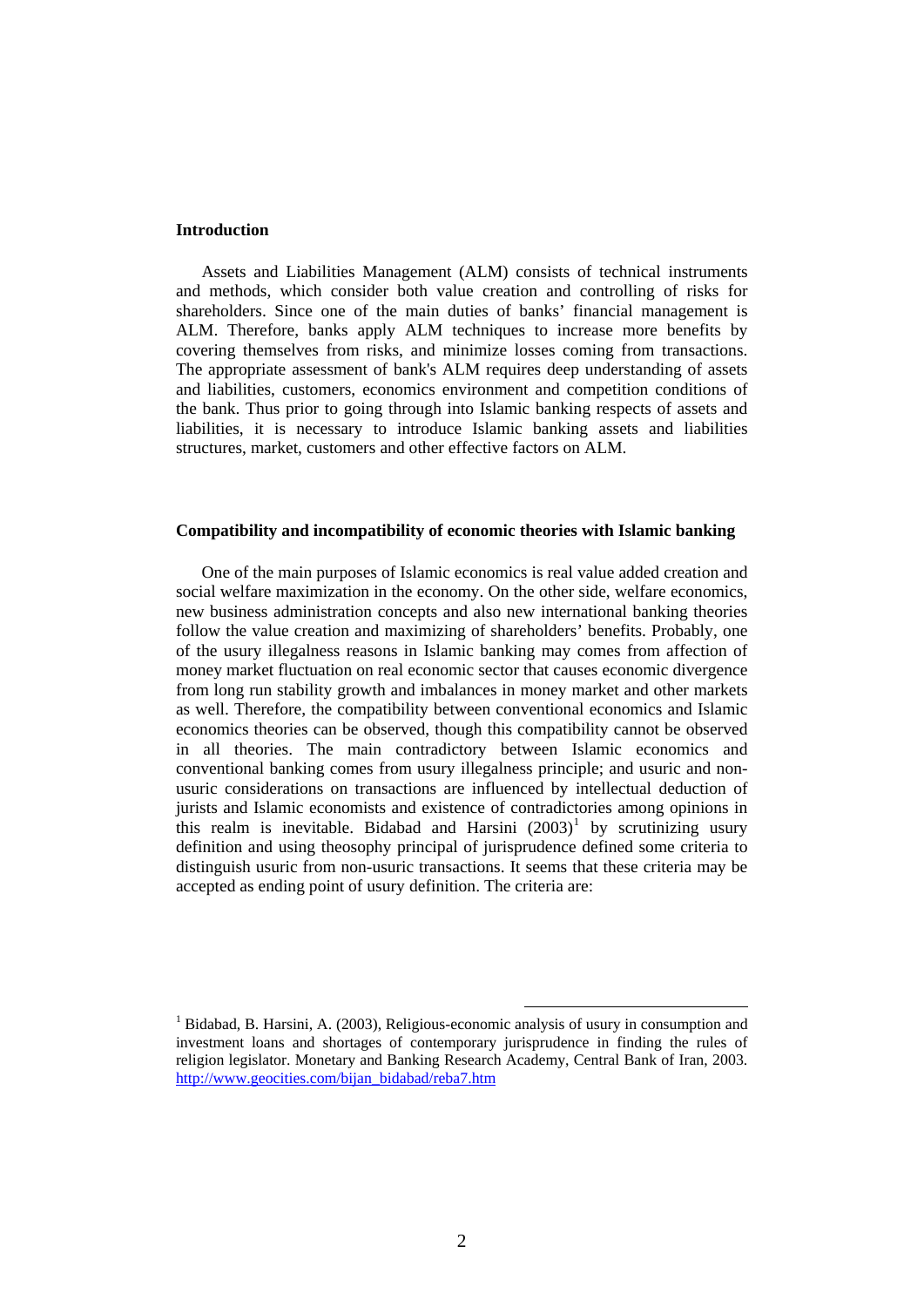## Introduction

Assets and Liabilities Management (ALM) consists of technical instruments and methods, which consider both value creation and controlling of risks for shareholders. Since one of the main duties of banks' financial management is ALM. Therefore, banks apply ALM techniques to increase more benefits by covering themselves from risks, and minimize losses coming from transactions. The appropriate assessment of bank's ALM requires deep understanding of assets and liabilities, customers, economics environment and competition conditions of the bank. Thus prior to going through into Islamic banking respects of assets and liabilities, it is necessary to introduce Islamic banking assets and liabilities structures, market, customers and other effective factors on ALM.

## Compatibility and incompatibility of economic theories with Islamic banking

One of the main purposes of Islamic economics is real value added creation and social welfare maximization in the economy. On the other side, welfare economics, new business administration concepts and also new international banking theories follow the value creation and maximizing of shareholders' benefits. Probably, one of the usury illegalness reasons in Islamic banking may comes from affection of money market fluctuation on real economic sector that causes economic divergence from long run stability growth and imbalances in money market and other markets as well. Therefore, the compatibility between conventional economics and Islamic economics theories can be observed, though this compatibility cannot be observed in all theories. The main contradictory between Islamic economics and conventional banking comes from usury illegalness principle; and usuric and non-usuric considerations on transactions are influenced by intellectual deduction of jurists and Islamic economists and existence of contradictories among opinions in this realm is inevitable. Bidabad and Harsini (2003)[1] by scrutinizing usury definition and using theosophy principal of jurisprudence defined some criteria to distinguish usuric from non-usuric transactions. It seems that these criteria may be accepted as ending point of usury definition. The criteria are:

---

[1] Bidabad, B. Harsini, A. (2003), Religious-economic analysis of usury in consumption and investment loans and shortages of contemporary jurisprudence in finding the rules of religion legislator. Monetary and Banking Research Academy, Central Bank of Iran, 2003. http://www.geocities.com/bijan_bidabad/reba7.htm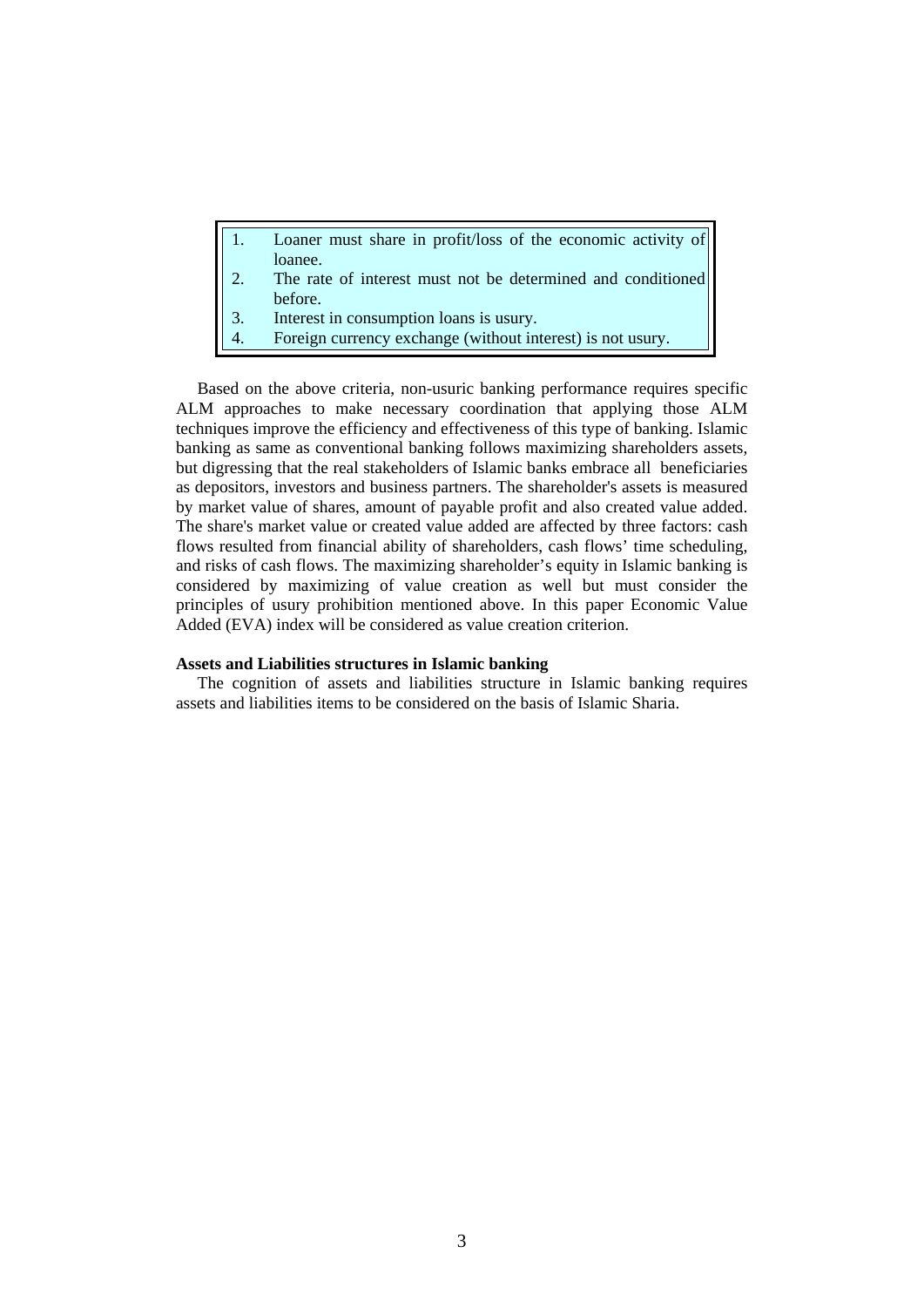1. Loaner must share in profit/loss of the economic activity of loanee.
2. The rate of interest must not be determined and conditioned before.
3. Interest in consumption loans is usury.
4. Foreign currency exchange (without interest) is not usury.

Based on the above criteria, non-usuric banking performance requires specific ALM approaches to make necessary coordination that applying those ALM techniques improve the efficiency and effectiveness of this type of banking. Islamic banking as same as conventional banking follows maximizing shareholders assets, but digressing that the real stakeholders of Islamic banks embrace all beneficiaries as depositors, investors and business partners. The shareholder's assets is measured by market value of shares, amount of payable profit and also created value added. The share's market value or created value added are affected by three factors: cash flows resulted from financial ability of shareholders, cash flows' time scheduling, and risks of cash flows. The maximizing shareholder's equity in Islamic banking is considered by maximizing of value creation as well but must consider the principles of usury prohibition mentioned above. In this paper Economic Value Added (EVA) index will be considered as value creation criterion.

**Assets and Liabilities structures in Islamic banking**

The cognition of assets and liabilities structure in Islamic banking requires assets and liabilities items to be considered on the basis of Islamic Sharia.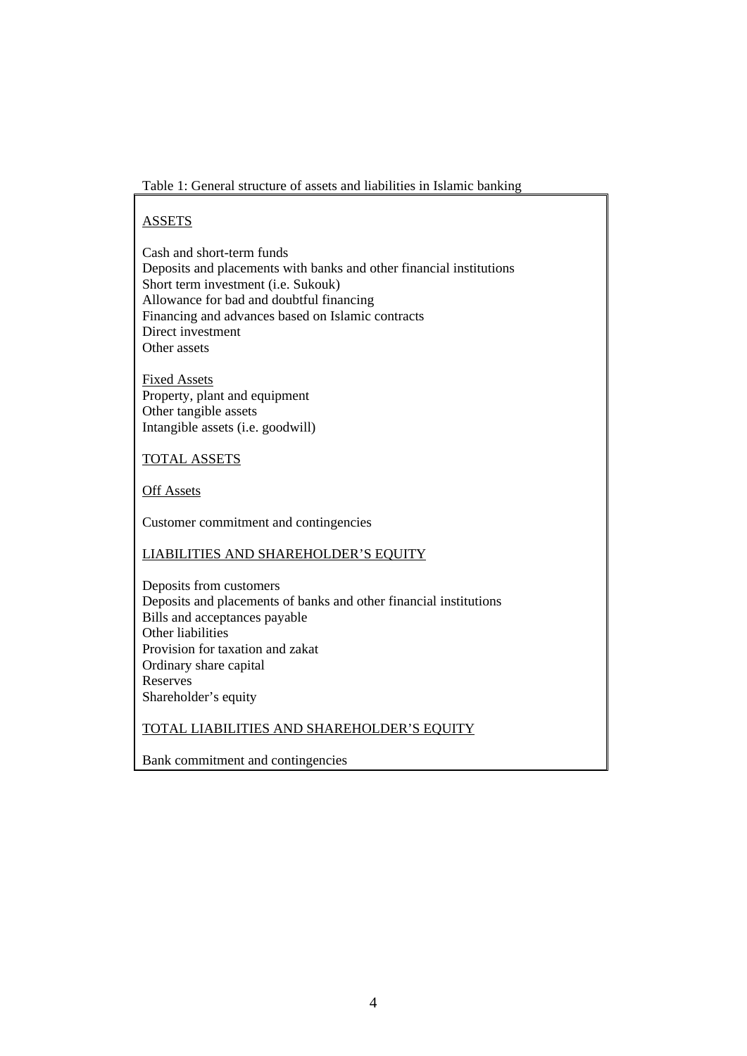Table 1: General structure of assets and liabilities in Islamic banking

<u>ASSETS</u>

Cash and short-term funds
Deposits and placements with banks and other financial institutions
Short term investment (i.e. Sukouk)
Allowance for bad and doubtful financing
Financing and advances based on Islamic contracts
Direct investment
Other assets

<u>Fixed Assets</u>
Property, plant and equipment
Other tangible assets
Intangible assets (i.e. goodwill)

<u>TOTAL ASSETS</u>

<u>Off Assets</u>

Customer commitment and contingencies

<u>LIABILITIES AND SHAREHOLDER'S EQUITY</u>

Deposits from customers
Deposits and placements of banks and other financial institutions
Bills and acceptances payable
Other liabilities
Provision for taxation and zakat
Ordinary share capital
Reserves
Shareholder's equity

<u>TOTAL LIABILITIES AND SHAREHOLDER'S EQUITY</u>

Bank commitment and contingencies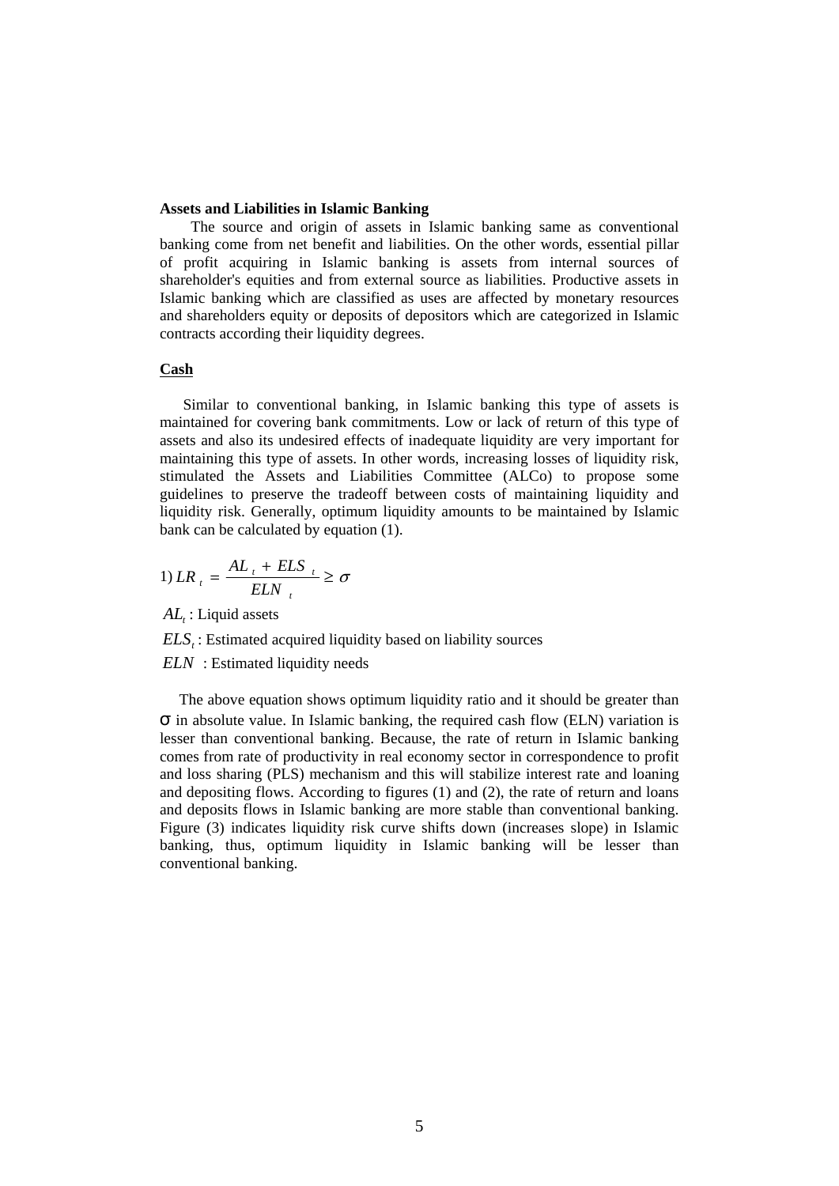**Assets and Liabilities in Islamic Banking**

The source and origin of assets in Islamic banking same as conventional banking come from net benefit and liabilities. On the other words, essential pillar of profit acquiring in Islamic banking is assets from internal sources of shareholder's equities and from external source as liabilities. Productive assets in Islamic banking which are classified as uses are affected by monetary resources and shareholders equity or deposits of depositors which are categorized in Islamic contracts according their liquidity degrees.

**Cash**

Similar to conventional banking, in Islamic banking this type of assets is maintained for covering bank commitments. Low or lack of return of this type of assets and also its undesired effects of inadequate liquidity are very important for maintaining this type of assets. In other words, increasing losses of liquidity risk, stimulated the Assets and Liabilities Committee (ALCo) to propose some guidelines to preserve the tradeoff between costs of maintaining liquidity and liquidity risk. Generally, optimum liquidity amounts to be maintained by Islamic bank can be calculated by equation (1).

$$1)\ LR_t = \frac{AL_t + ELS_t}{ELN_t} \geq \sigma$$

$AL_t$ : Liquid assets

$ELS_t$ : Estimated acquired liquidity based on liability sources

$ELN$ : Estimated liquidity needs

The above equation shows optimum liquidity ratio and it should be greater than $\sigma$ in absolute value. In Islamic banking, the required cash flow (ELN) variation is lesser than conventional banking. Because, the rate of return in Islamic banking comes from rate of productivity in real economy sector in correspondence to profit and loss sharing (PLS) mechanism and this will stabilize interest rate and loaning and depositing flows. According to figures (1) and (2), the rate of return and loans and deposits flows in Islamic banking are more stable than conventional banking. Figure (3) indicates liquidity risk curve shifts down (increases slope) in Islamic banking, thus, optimum liquidity in Islamic banking will be lesser than conventional banking.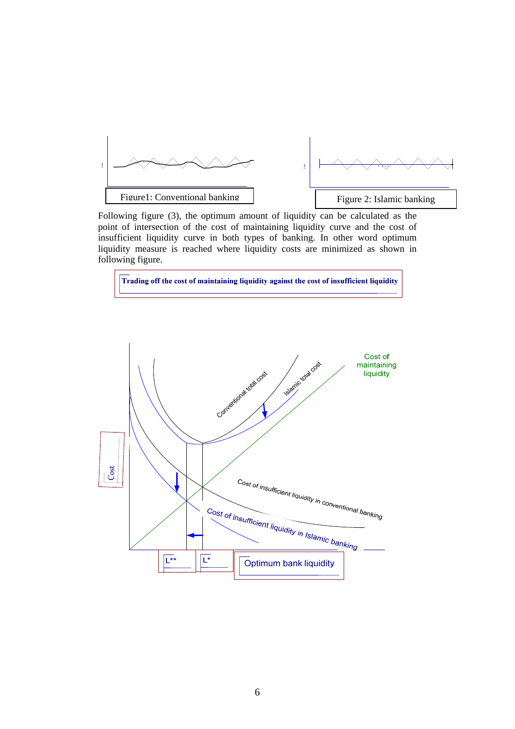Figure1: Conventional banking

Figure 2: Islamic banking

Following figure (3), the optimum amount of liquidity can be calculated as the point of intersection of the cost of maintaining liquidity curve and the cost of insufficient liquidity curve in both types of banking. In other word optimum liquidity measure is reached where liquidity costs are minimized as shown in following figure.

**Trading off the cost of maintaining liquidity against the cost of insufficient liquidity**

Cost

Conventional total cost

Islamic total cost

Cost of maintaining liquidity

Cost of insufficient liquidity in conventional banking

Cost of insufficient liquidity in Islamic banking

L**

L*

Optimum bank liquidity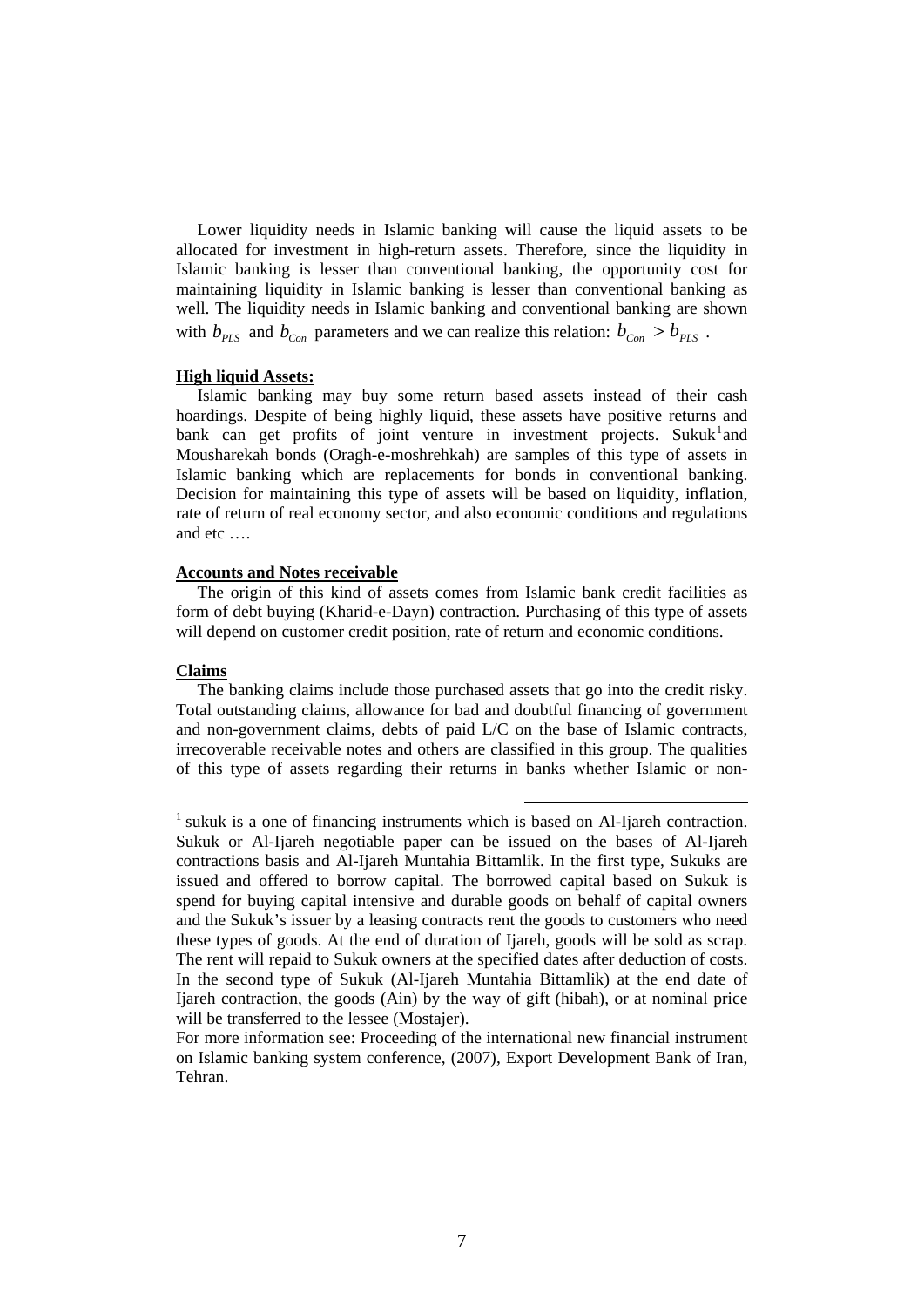Lower liquidity needs in Islamic banking will cause the liquid assets to be allocated for investment in high-return assets. Therefore, since the liquidity in Islamic banking is lesser than conventional banking, the opportunity cost for maintaining liquidity in Islamic banking is lesser than conventional banking as well. The liquidity needs in Islamic banking and conventional banking are shown with $b_{PLS}$ and $b_{Con}$ parameters and we can realize this relation: $b_{Con} > b_{PLS}$ .

**High liquid Assets:**

Islamic banking may buy some return based assets instead of their cash hoardings. Despite of being highly liquid, these assets have positive returns and bank can get profits of joint venture in investment projects. Sukuk[1] and Mousharekah bonds (Oragh-e-moshrehkah) are samples of this type of assets in Islamic banking which are replacements for bonds in conventional banking. Decision for maintaining this type of assets will be based on liquidity, inflation, rate of return of real economy sector, and also economic conditions and regulations and etc ….

**Accounts and Notes receivable**

The origin of this kind of assets comes from Islamic bank credit facilities as form of debt buying (Kharid-e-Dayn) contraction. Purchasing of this type of assets will depend on customer credit position, rate of return and economic conditions.

**Claims**

The banking claims include those purchased assets that go into the credit risky. Total outstanding claims, allowance for bad and doubtful financing of government and non-government claims, debts of paid L/C on the base of Islamic contracts, irrecoverable receivable notes and others are classified in this group. The qualities of this type of assets regarding their returns in banks whether Islamic or non-

---

[1] sukuk is a one of financing instruments which is based on Al-Ijareh contraction. Sukuk or Al-Ijareh negotiable paper can be issued on the bases of Al-Ijareh contractions basis and Al-Ijareh Muntahia Bittamlik. In the first type, Sukuks are issued and offered to borrow capital. The borrowed capital based on Sukuk is spend for buying capital intensive and durable goods on behalf of capital owners and the Sukuk's issuer by a leasing contracts rent the goods to customers who need these types of goods. At the end of duration of Ijareh, goods will be sold as scrap. The rent will repaid to Sukuk owners at the specified dates after deduction of costs. In the second type of Sukuk (Al-Ijareh Muntahia Bittamlik) at the end date of Ijareh contraction, the goods (Ain) by the way of gift (hibah), or at nominal price will be transferred to the lessee (Mostajer).

For more information see: Proceeding of the international new financial instrument on Islamic banking system conference, (2007), Export Development Bank of Iran, Tehran.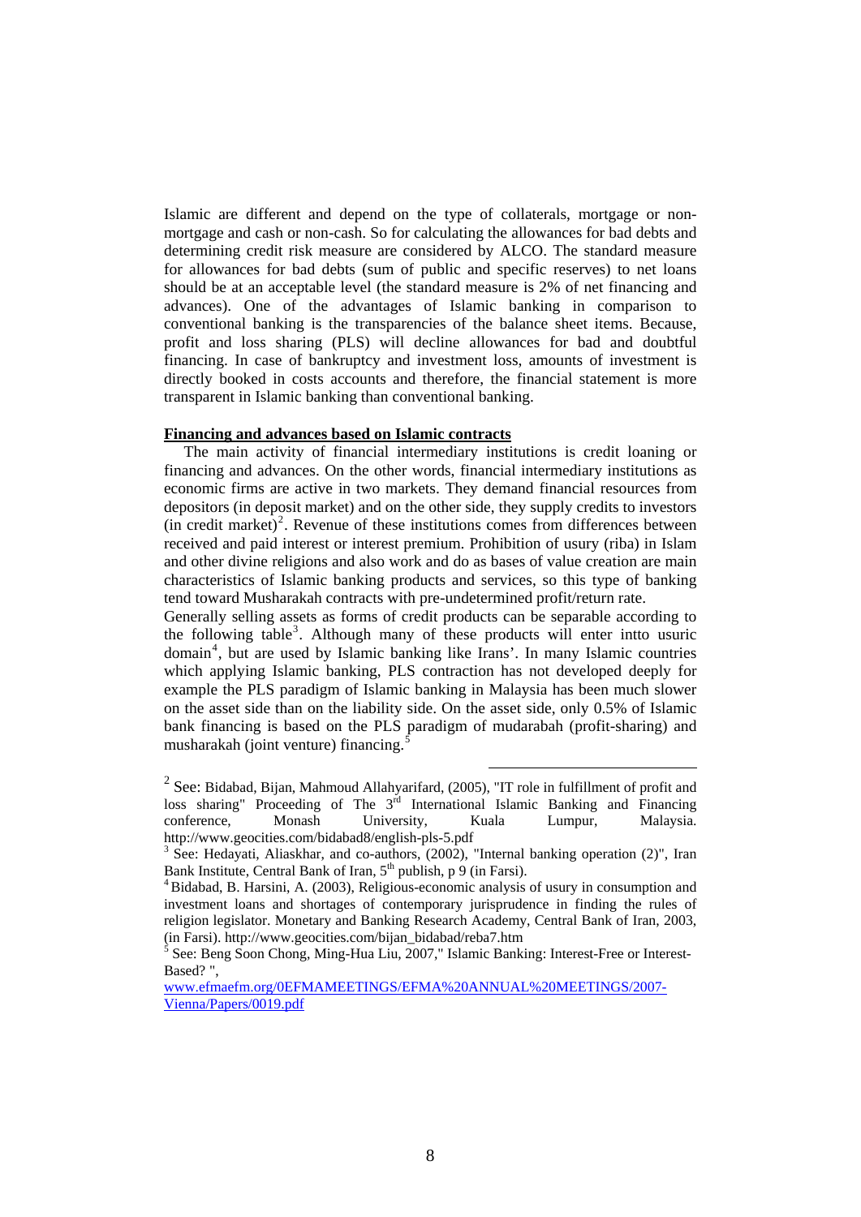Islamic are different and depend on the type of collaterals, mortgage or non-mortgage and cash or non-cash. So for calculating the allowances for bad debts and determining credit risk measure are considered by ALCO. The standard measure for allowances for bad debts (sum of public and specific reserves) to net loans should be at an acceptable level (the standard measure is 2% of net financing and advances). One of the advantages of Islamic banking in comparison to conventional banking is the transparencies of the balance sheet items. Because, profit and loss sharing (PLS) will decline allowances for bad and doubtful financing. In case of bankruptcy and investment loss, amounts of investment is directly booked in costs accounts and therefore, the financial statement is more transparent in Islamic banking than conventional banking.

**Financing and advances based on Islamic contracts**

The main activity of financial intermediary institutions is credit loaning or financing and advances. On the other words, financial intermediary institutions as economic firms are active in two markets. They demand financial resources from depositors (in deposit market) and on the other side, they supply credits to investors (in credit market)[2]. Revenue of these institutions comes from differences between received and paid interest or interest premium. Prohibition of usury (riba) in Islam and other divine religions and also work and do as bases of value creation are main characteristics of Islamic banking products and services, so this type of banking tend toward Musharakah contracts with pre-undetermined profit/return rate.

Generally selling assets as forms of credit products can be separable according to the following table[3]. Although many of these products will enter intto usuric domain[4], but are used by Islamic banking like Irans'. In many Islamic countries which applying Islamic banking, PLS contraction has not developed deeply for example the PLS paradigm of Islamic banking in Malaysia has been much slower on the asset side than on the liability side. On the asset side, only 0.5% of Islamic bank financing is based on the PLS paradigm of mudarabah (profit-sharing) and musharakah (joint venture) financing.[5]

---

[2] See: Bidabad, Bijan, Mahmoud Allahyarifard, (2005), "IT role in fulfillment of profit and loss sharing" Proceeding of The 3rd International Islamic Banking and Financing conference, Monash University, Kuala Lumpur, Malaysia. http://www.geocities.com/bidabad8/english-pls-5.pdf

[3] See: Hedayati, Aliaskhar, and co-authors, (2002), "Internal banking operation (2)", Iran Bank Institute, Central Bank of Iran, 5th publish, p 9 (in Farsi).

[4] Bidabad, B. Harsini, A. (2003), Religious-economic analysis of usury in consumption and investment loans and shortages of contemporary jurisprudence in finding the rules of religion legislator. Monetary and Banking Research Academy, Central Bank of Iran, 2003, (in Farsi). http://www.geocities.com/bijan_bidabad/reba7.htm

[5] See: Beng Soon Chong, Ming-Hua Liu, 2007," Islamic Banking: Interest-Free or Interest-Based? ", www.efmaefm.org/0EFMAMEETINGS/EFMA%20ANNUAL%20MEETINGS/2007-Vienna/Papers/0019.pdf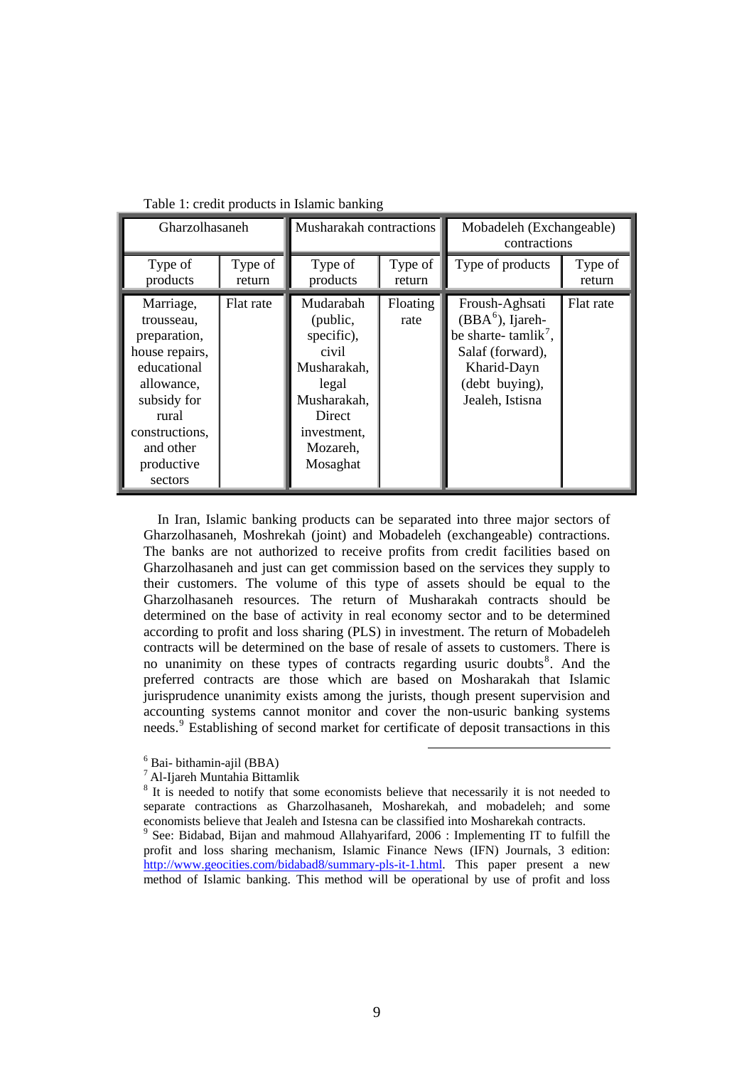Table 1: credit products in Islamic banking

| Gharzolhasaneh | | Musharakah contractions | | Mobadeleh (Exchangeable) contractions | |
|---|---|---|---|---|---|
| Type of products | Type of return | Type of products | Type of return | Type of products | Type of return |
| Marriage, trousseau, preparation, house repairs, educational allowance, subsidy for rural constructions, and other productive sectors | Flat rate | Mudarabah (public, specific), civil Musharakah, legal Musharakah, Direct investment, Mozareh, Mosaghat | Floating rate | Froush-Aghsati (BBA[6]), Ijareh-be sharte- tamlik[7], Salaf (forward), Kharid-Dayn (debt buying), Jealeh, Istisna | Flat rate |

In Iran, Islamic banking products can be separated into three major sectors of Gharzolhasaneh, Moshrekah (joint) and Mobadeleh (exchangeable) contractions. The banks are not authorized to receive profits from credit facilities based on Gharzolhasaneh and just can get commission based on the services they supply to their customers. The volume of this type of assets should be equal to the Gharzolhasaneh resources. The return of Musharakah contracts should be determined on the base of activity in real economy sector and to be determined according to profit and loss sharing (PLS) in investment. The return of Mobadeleh contracts will be determined on the base of resale of assets to customers. There is no unanimity on these types of contracts regarding usuric doubts[8]. And the preferred contracts are those which are based on Mosharakah that Islamic jurisprudence unanimity exists among the jurists, though present supervision and accounting systems cannot monitor and cover the non-usuric banking systems needs.[9] Establishing of second market for certificate of deposit transactions in this

---

[6] Bai- bithamin-ajil (BBA)

[7] Al-Ijareh Muntahia Bittamlik

[8] It is needed to notify that some economists believe that necessarily it is not needed to separate contractions as Gharzolhasaneh, Mosharekah, and mobadeleh; and some economists believe that Jealeh and Istesna can be classified into Mosharekah contracts.

[9] See: Bidabad, Bijan and mahmoud Allahyarifard, 2006 : Implementing IT to fulfill the profit and loss sharing mechanism, Islamic Finance News (IFN) Journals, 3 edition: http://www.geocities.com/bidabad8/summary-pls-it-1.html. This paper present a new method of Islamic banking. This method will be operational by use of profit and loss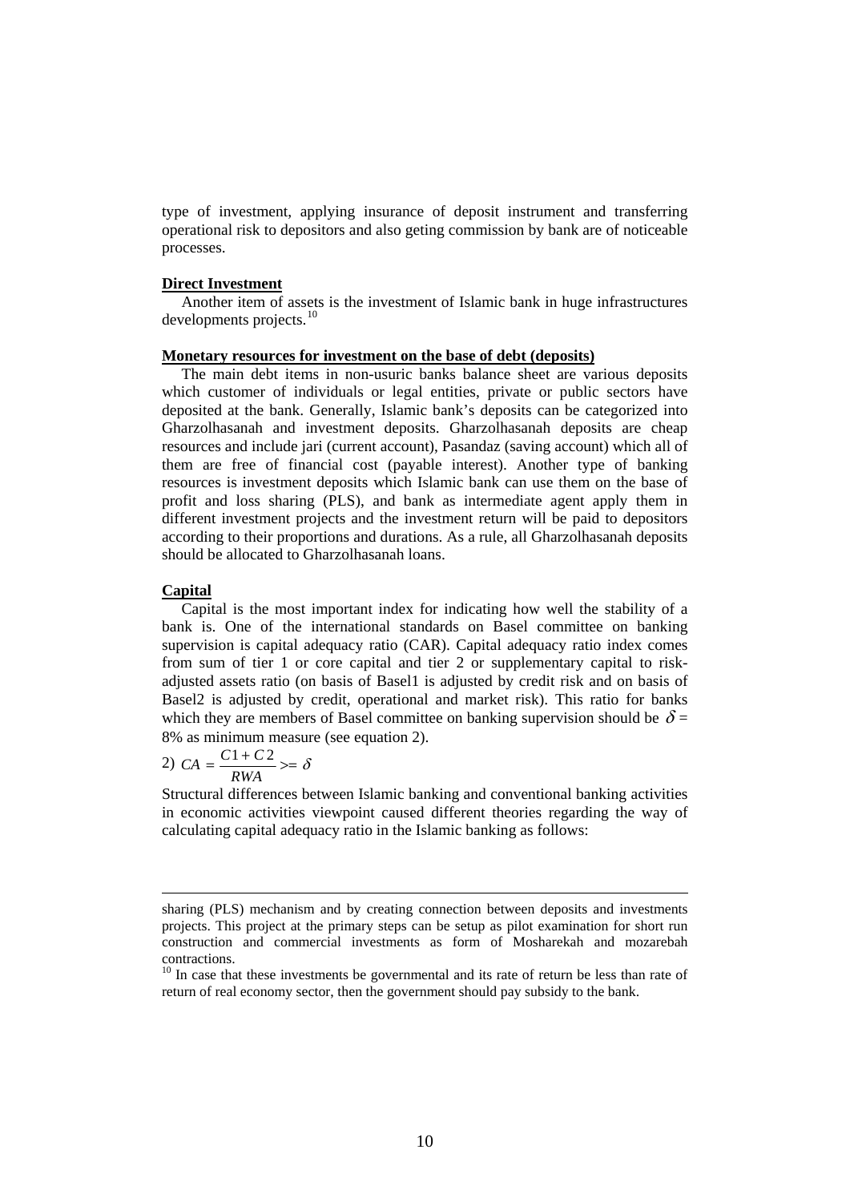type of investment, applying insurance of deposit instrument and transferring operational risk to depositors and also geting commission by bank are of noticeable processes.

**Direct Investment**

Another item of assets is the investment of Islamic bank in huge infrastructures developments projects.[10]

**Monetary resources for investment on the base of debt (deposits)**

The main debt items in non-usuric banks balance sheet are various deposits which customer of individuals or legal entities, private or public sectors have deposited at the bank. Generally, Islamic bank's deposits can be categorized into Gharzolhasanah and investment deposits. Gharzolhasanah deposits are cheap resources and include jari (current account), Pasandaz (saving account) which all of them are free of financial cost (payable interest). Another type of banking resources is investment deposits which Islamic bank can use them on the base of profit and loss sharing (PLS), and bank as intermediate agent apply them in different investment projects and the investment return will be paid to depositors according to their proportions and durations. As a rule, all Gharzolhasanah deposits should be allocated to Gharzolhasanah loans.

**Capital**

Capital is the most important index for indicating how well the stability of a bank is. One of the international standards on Basel committee on banking supervision is capital adequacy ratio (CAR). Capital adequacy ratio index comes from sum of tier 1 or core capital and tier 2 or supplementary capital to risk-adjusted assets ratio (on basis of Basel1 is adjusted by credit risk and on basis of Basel2 is adjusted by credit, operational and market risk). This ratio for banks which they are members of Basel committee on banking supervision should be $\delta$ = 8% as minimum measure (see equation 2).

2) $$CA = \frac{C1 + C2}{RWA} >= \delta$$

Structural differences between Islamic banking and conventional banking activities in economic activities viewpoint caused different theories regarding the way of calculating capital adequacy ratio in the Islamic banking as follows:

---

sharing (PLS) mechanism and by creating connection between deposits and investments projects. This project at the primary steps can be setup as pilot examination for short run construction and commercial investments as form of Mosharekah and mozarebah contractions.

[10] In case that these investments be governmental and its rate of return be less than rate of return of real economy sector, then the government should pay subsidy to the bank.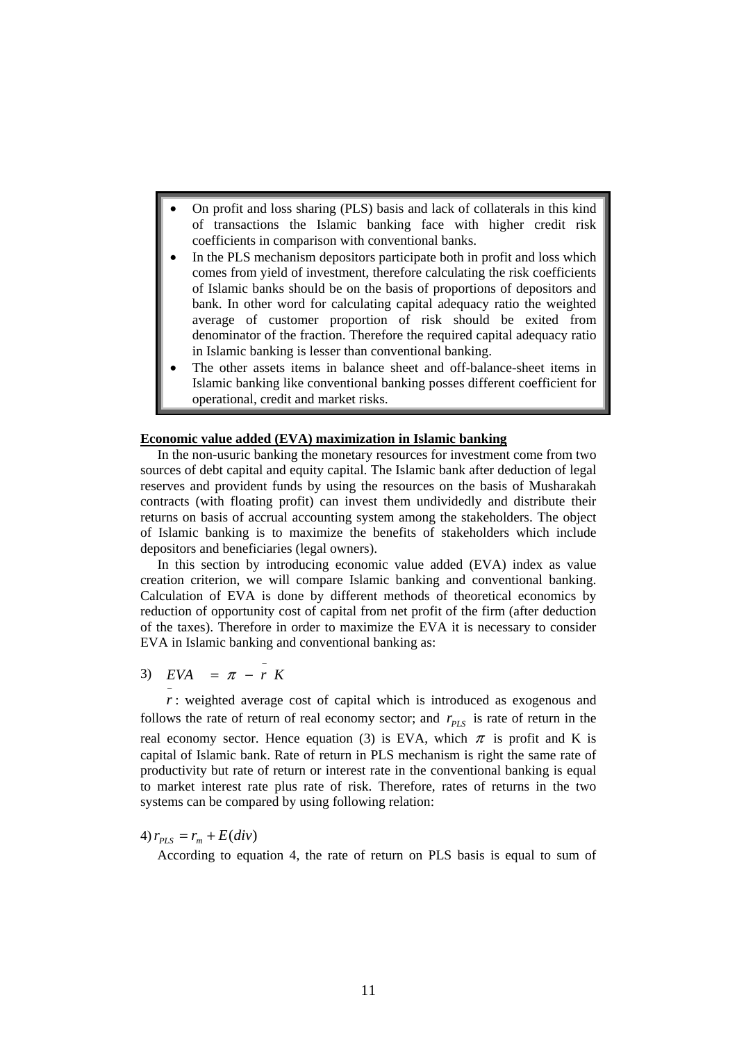- On profit and loss sharing (PLS) basis and lack of collaterals in this kind of transactions the Islamic banking face with higher credit risk coefficients in comparison with conventional banks.
- In the PLS mechanism depositors participate both in profit and loss which comes from yield of investment, therefore calculating the risk coefficients of Islamic banks should be on the basis of proportions of depositors and bank. In other word for calculating capital adequacy ratio the weighted average of customer proportion of risk should be exited from denominator of the fraction. Therefore the required capital adequacy ratio in Islamic banking is lesser than conventional banking.
- The other assets items in balance sheet and off-balance-sheet items in Islamic banking like conventional banking posses different coefficient for operational, credit and market risks.

**Economic value added (EVA) maximization in Islamic banking**

In the non-usuric banking the monetary resources for investment come from two sources of debt capital and equity capital. The Islamic bank after deduction of legal reserves and provident funds by using the resources on the basis of Musharakah contracts (with floating profit) can invest them undividedly and distribute their returns on basis of accrual accounting system among the stakeholders. The object of Islamic banking is to maximize the benefits of stakeholders which include depositors and beneficiaries (legal owners).

In this section by introducing economic value added (EVA) index as value creation criterion, we will compare Islamic banking and conventional banking. Calculation of EVA is done by different methods of theoretical economics by reduction of opportunity cost of capital from net profit of the firm (after deduction of the taxes). Therefore in order to maximize the EVA it is necessary to consider EVA in Islamic banking and conventional banking as:

$$3)\quad EVA = \pi - \bar{r}\,K$$

$\bar{r}$: weighted average cost of capital which is introduced as exogenous and follows the rate of return of real economy sector; and $r_{PLS}$ is rate of return in the real economy sector. Hence equation (3) is EVA, which $\pi$ is profit and K is capital of Islamic bank. Rate of return in PLS mechanism is right the same rate of productivity but rate of return or interest rate in the conventional banking is equal to market interest rate plus rate of risk. Therefore, rates of returns in the two systems can be compared by using following relation:

$$4)\, r_{PLS} = r_m + E(div)$$

According to equation 4, the rate of return on PLS basis is equal to sum of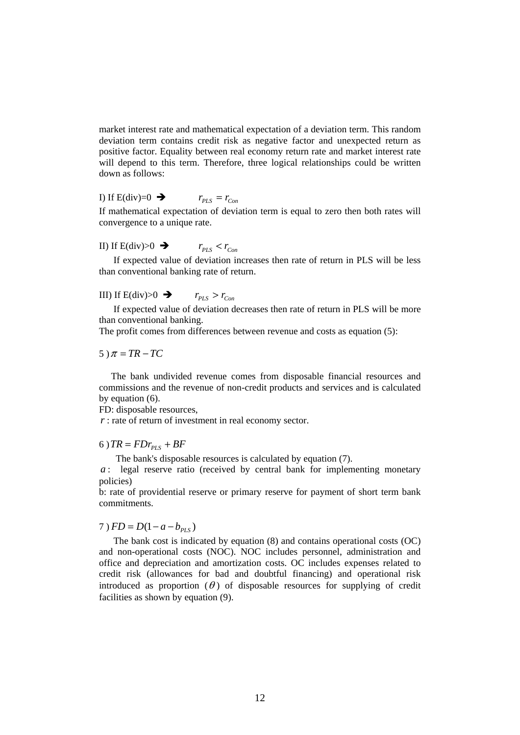market interest rate and mathematical expectation of a deviation term. This random deviation term contains credit risk as negative factor and unexpected return as positive factor. Equality between real economy return rate and market interest rate will depend to this term. Therefore, three logical relationships could be written down as follows:

I) If E(div)=0 ➔ $r_{PLS} = r_{Con}$

If mathematical expectation of deviation term is equal to zero then both rates will convergence to a unique rate.

II) If E(div)>0 ➔ $r_{PLS} < r_{Con}$

If expected value of deviation increases then rate of return in PLS will be less than conventional banking rate of return.

III) If E(div)>0 ➔ $r_{PLS} > r_{Con}$

If expected value of deviation decreases then rate of return in PLS will be more than conventional banking.

The profit comes from differences between revenue and costs as equation (5):

5 ) $\pi = TR - TC$

The bank undivided revenue comes from disposable financial resources and commissions and the revenue of non-credit products and services and is calculated by equation (6).

FD: disposable resources,

$r$ : rate of return of investment in real economy sector.

6 ) $TR = FDr_{PLS} + BF$

The bank's disposable resources is calculated by equation (7).

$a$ : legal reserve ratio (received by central bank for implementing monetary policies)

b: rate of providential reserve or primary reserve for payment of short term bank commitments.

7 ) $FD = D(1 - a - b_{PLS})$

The bank cost is indicated by equation (8) and contains operational costs (OC) and non-operational costs (NOC). NOC includes personnel, administration and office and depreciation and amortization costs. OC includes expenses related to credit risk (allowances for bad and doubtful financing) and operational risk introduced as proportion ($\theta$) of disposable resources for supplying of credit facilities as shown by equation (9).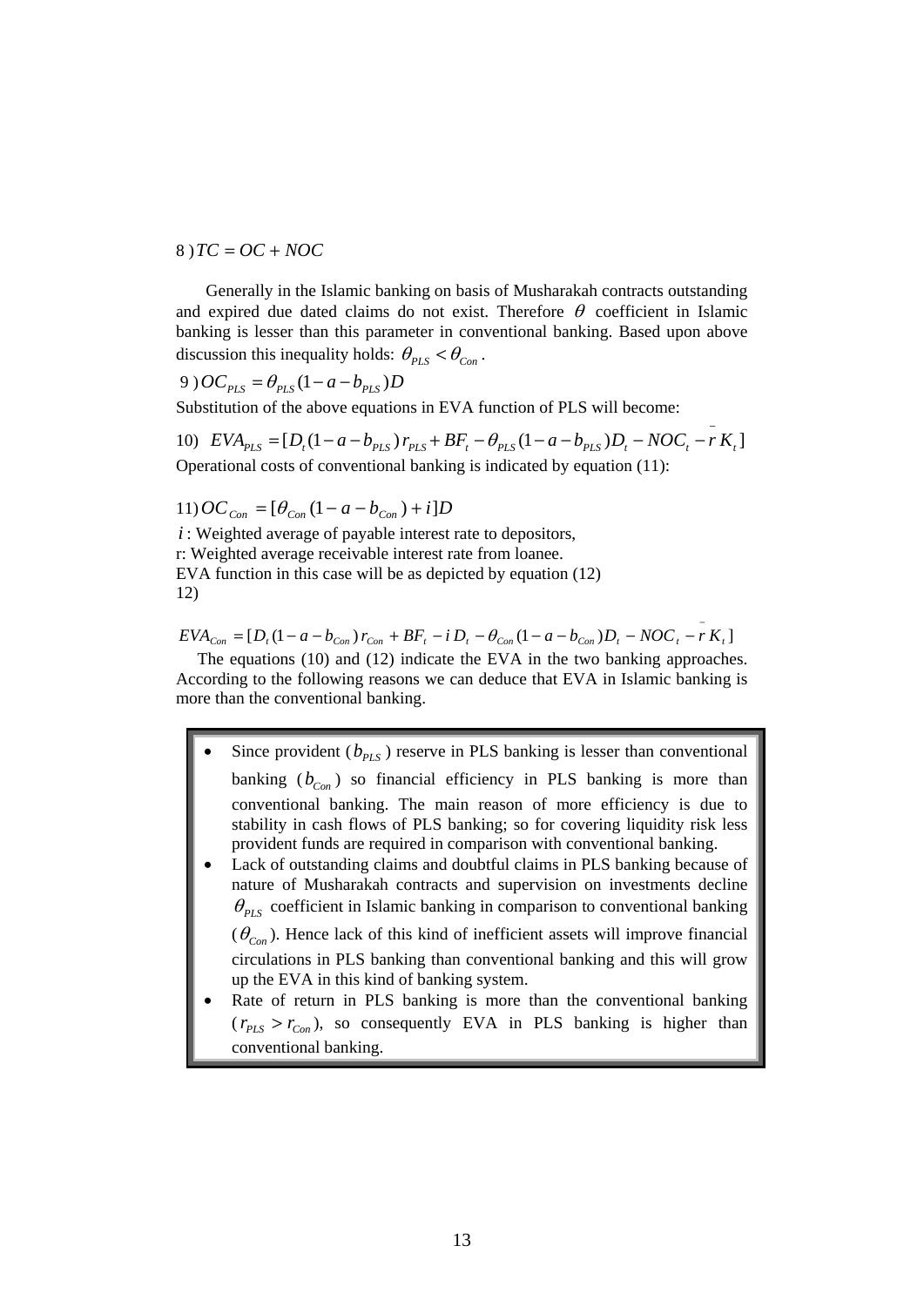$$8)\ TC = OC + NOC$$

Generally in the Islamic banking on basis of Musharakah contracts outstanding and expired due dated claims do not exist. Therefore $\theta$ coefficient in Islamic banking is lesser than this parameter in conventional banking. Based upon above discussion this inequality holds: $\theta_{PLS} < \theta_{Con}$.

$$9)\ OC_{PLS} = \theta_{PLS}(1 - a - b_{PLS})D$$

Substitution of the above equations in EVA function of PLS will become:

$$10)\quad EVA_{PLS} = [D_t(1 - a - b_{PLS})\, r_{PLS} + BF_t - \theta_{PLS}(1 - a - b_{PLS})D_t - NOC_t - \bar{r}\, K_t]$$

Operational costs of conventional banking is indicated by equation (11):

$$11)\ OC_{Con} = [\theta_{Con}(1 - a - b_{Con}) + i]D$$

$i$ : Weighted average of payable interest rate to depositors,

r: Weighted average receivable interest rate from loanee.

EVA function in this case will be as depicted by equation (12)

12)

$$EVA_{Con} = [D_t(1 - a - b_{Con})\, r_{Con} + BF_t - i\, D_t - \theta_{Con}(1 - a - b_{Con})D_t - NOC_t - \bar{r}\, K_t]$$

The equations (10) and (12) indicate the EVA in the two banking approaches. According to the following reasons we can deduce that EVA in Islamic banking is more than the conventional banking.

- Since provident ($b_{PLS}$) reserve in PLS banking is lesser than conventional banking ($b_{Con}$) so financial efficiency in PLS banking is more than conventional banking. The main reason of more efficiency is due to stability in cash flows of PLS banking; so for covering liquidity risk less provident funds are required in comparison with conventional banking.
- Lack of outstanding claims and doubtful claims in PLS banking because of nature of Musharakah contracts and supervision on investments decline $\theta_{PLS}$ coefficient in Islamic banking in comparison to conventional banking ($\theta_{Con}$). Hence lack of this kind of inefficient assets will improve financial circulations in PLS banking than conventional banking and this will grow up the EVA in this kind of banking system.
- Rate of return in PLS banking is more than the conventional banking ($r_{PLS} > r_{Con}$), so consequently EVA in PLS banking is higher than conventional banking.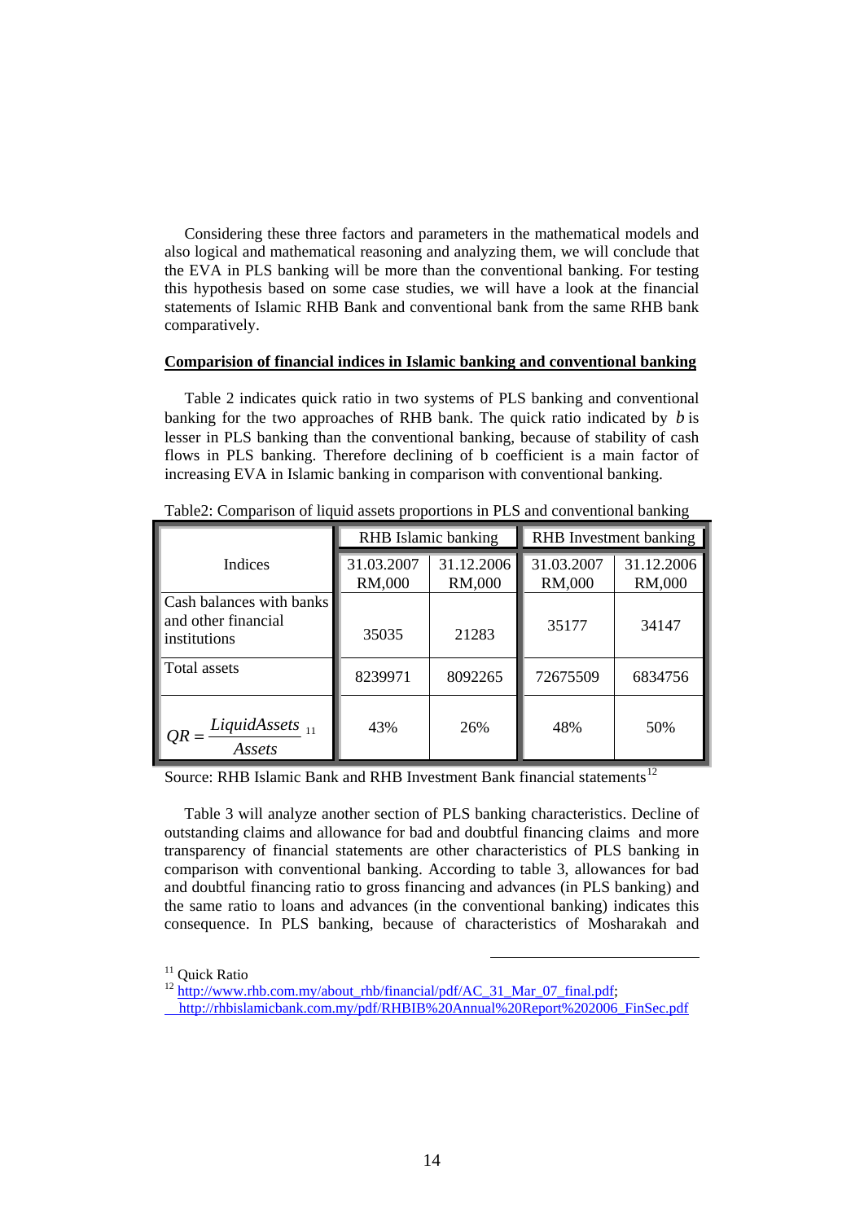Considering these three factors and parameters in the mathematical models and also logical and mathematical reasoning and analyzing them, we will conclude that the EVA in PLS banking will be more than the conventional banking. For testing this hypothesis based on some case studies, we will have a look at the financial statements of Islamic RHB Bank and conventional bank from the same RHB bank comparatively.

**<u>Comparision of financial indices in Islamic banking and conventional banking</u>**

Table 2 indicates quick ratio in two systems of PLS banking and conventional banking for the two approaches of RHB bank. The quick ratio indicated by $b$ is lesser in PLS banking than the conventional banking, because of stability of cash flows in PLS banking. Therefore declining of b coefficient is a main factor of increasing EVA in Islamic banking in comparison with conventional banking.

Table2: Comparison of liquid assets proportions in PLS and conventional banking

| Indices | RHB Islamic banking | | RHB Investment banking | |
|---|---|---|---|---|
| | 31.03.2007 RM,000 | 31.12.2006 RM,000 | 31.03.2007 RM,000 | 31.12.2006 RM,000 |
| Cash balances with banks and other financial institutions | 35035 | 21283 | 35177 | 34147 |
| Total assets | 8239971 | 8092265 | 72675509 | 6834756 |
| $QR = \frac{LiquidAssets}{Assets}$ [11] | 43% | 26% | 48% | 50% |

Source: RHB Islamic Bank and RHB Investment Bank financial statements[12]

Table 3 will analyze another section of PLS banking characteristics. Decline of outstanding claims and allowance for bad and doubtful financing claims and more transparency of financial statements are other characteristics of PLS banking in comparison with conventional banking. According to table 3, allowances for bad and doubtful financing ratio to gross financing and advances (in PLS banking) and the same ratio to loans and advances (in the conventional banking) indicates this consequence. In PLS banking, because of characteristics of Mosharakah and

---

[11] Quick Ratio

[12] http://www.rhb.com.my/about_rhb/financial/pdf/AC_31_Mar_07_final.pdf; http://rhbislamicbank.com.my/pdf/RHBIB%20Annual%20Report%202006_FinSec.pdf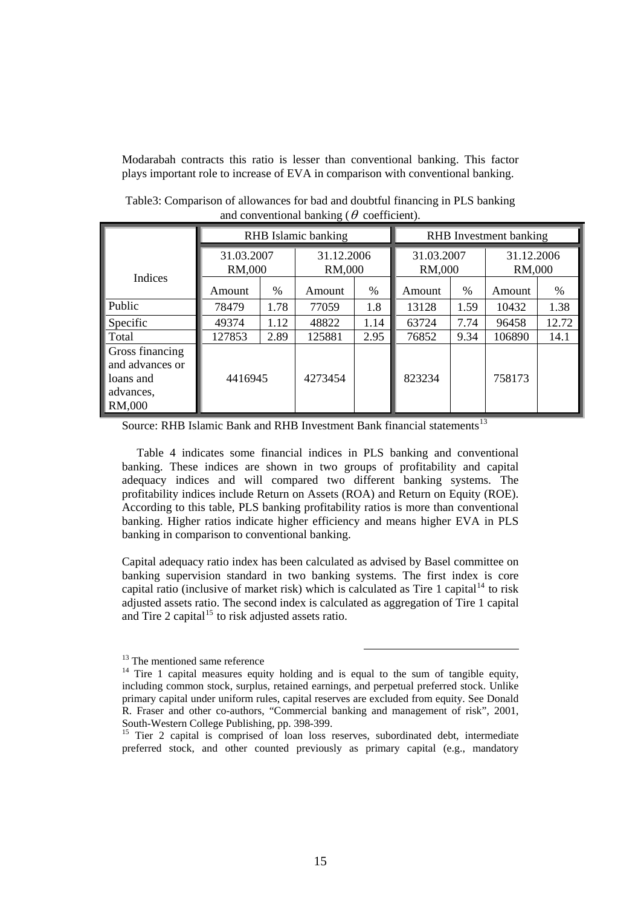Modarabah contracts this ratio is lesser than conventional banking. This factor plays important role to increase of EVA in comparison with conventional banking.

Table3: Comparison of allowances for bad and doubtful financing in PLS banking and conventional banking ($\theta$ coefficient).

| Indices | RHB Islamic banking | | | | RHB Investment banking | | | |
|---|---|---|---|---|---|---|---|---|
| | 31.03.2007 RM,000 | | 31.12.2006 RM,000 | | 31.03.2007 RM,000 | | 31.12.2006 RM,000 | |
| | Amount | % | Amount | % | Amount | % | Amount | % |
| Public | 78479 | 1.78 | 77059 | 1.8 | 13128 | 1.59 | 10432 | 1.38 |
| Specific | 49374 | 1.12 | 48822 | 1.14 | 63724 | 7.74 | 96458 | 12.72 |
| Total | 127853 | 2.89 | 125881 | 2.95 | 76852 | 9.34 | 106890 | 14.1 |
| Gross financing and advances or loans and advances, RM,000 | 4416945 | | 4273454 | | 823234 | | 758173 | |

Source: RHB Islamic Bank and RHB Investment Bank financial statements[13]

Table 4 indicates some financial indices in PLS banking and conventional banking. These indices are shown in two groups of profitability and capital adequacy indices and will compared two different banking systems. The profitability indices include Return on Assets (ROA) and Return on Equity (ROE). According to this table, PLS banking profitability ratios is more than conventional banking. Higher ratios indicate higher efficiency and means higher EVA in PLS banking in comparison to conventional banking.

Capital adequacy ratio index has been calculated as advised by Basel committee on banking supervision standard in two banking systems. The first index is core capital ratio (inclusive of market risk) which is calculated as Tire 1 capital[14] to risk adjusted assets ratio. The second index is calculated as aggregation of Tire 1 capital and Tire 2 capital[15] to risk adjusted assets ratio.

---

[13] The mentioned same reference

[14] Tire 1 capital measures equity holding and is equal to the sum of tangible equity, including common stock, surplus, retained earnings, and perpetual preferred stock. Unlike primary capital under uniform rules, capital reserves are excluded from equity. See Donald R. Fraser and other co-authors, "Commercial banking and management of risk", 2001, South-Western College Publishing, pp. 398-399.

[15] Tier 2 capital is comprised of loan loss reserves, subordinated debt, intermediate preferred stock, and other counted previously as primary capital (e.g., mandatory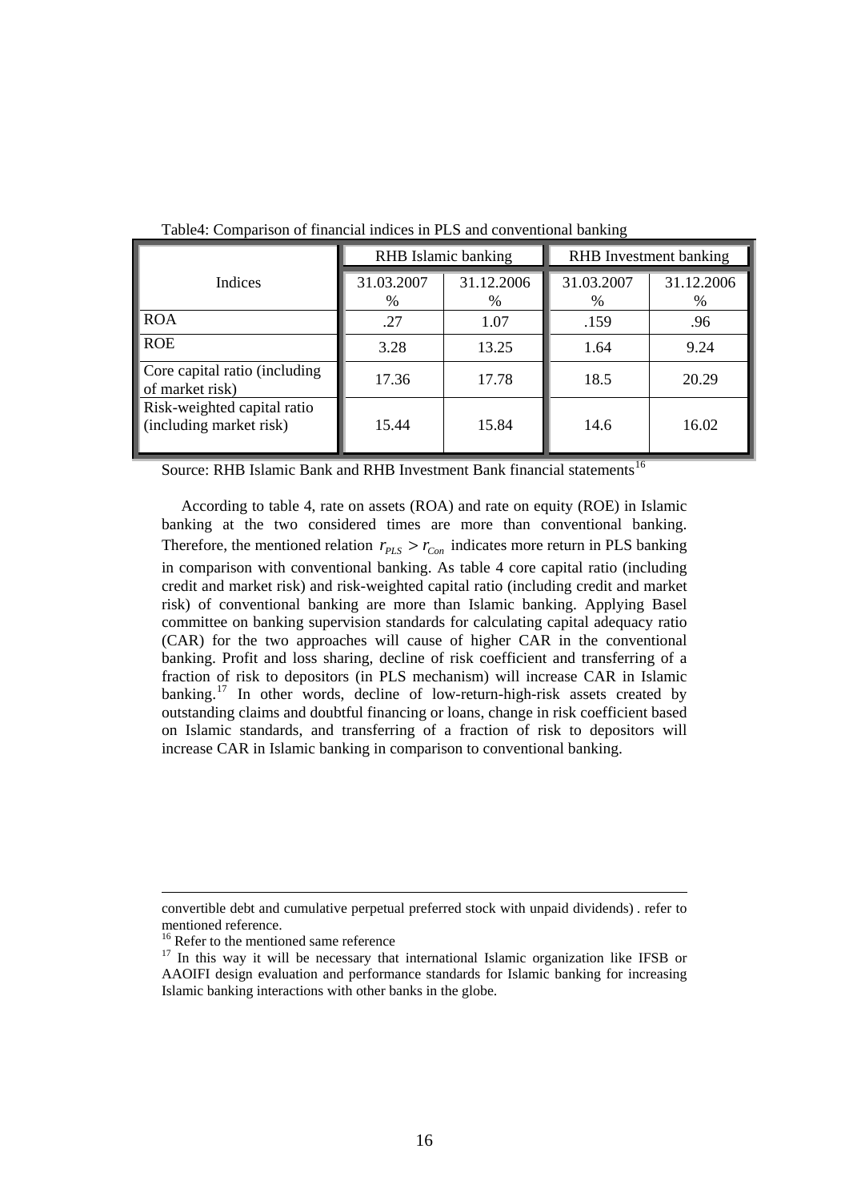Table4: Comparison of financial indices in PLS and conventional banking

| Indices | RHB Islamic banking | | RHB Investment banking | |
|---|---|---|---|---|
| | 31.03.2007 % | 31.12.2006 % | 31.03.2007 % | 31.12.2006 % |
| ROA | .27 | 1.07 | .159 | .96 |
| ROE | 3.28 | 13.25 | 1.64 | 9.24 |
| Core capital ratio (including of market risk) | 17.36 | 17.78 | 18.5 | 20.29 |
| Risk-weighted capital ratio (including market risk) | 15.44 | 15.84 | 14.6 | 16.02 |

Source: RHB Islamic Bank and RHB Investment Bank financial statements[16]

According to table 4, rate on assets (ROA) and rate on equity (ROE) in Islamic banking at the two considered times are more than conventional banking. Therefore, the mentioned relation $r_{PLS} > r_{Con}$ indicates more return in PLS banking in comparison with conventional banking. As table 4 core capital ratio (including credit and market risk) and risk-weighted capital ratio (including credit and market risk) of conventional banking are more than Islamic banking. Applying Basel committee on banking supervision standards for calculating capital adequacy ratio (CAR) for the two approaches will cause of higher CAR in the conventional banking. Profit and loss sharing, decline of risk coefficient and transferring of a fraction of risk to depositors (in PLS mechanism) will increase CAR in Islamic banking.[17] In other words, decline of low-return-high-risk assets created by outstanding claims and doubtful financing or loans, change in risk coefficient based on Islamic standards, and transferring of a fraction of risk to depositors will increase CAR in Islamic banking in comparison to conventional banking.

---

convertible debt and cumulative perpetual preferred stock with unpaid dividends) . refer to mentioned reference.

[16] Refer to the mentioned same reference

[17] In this way it will be necessary that international Islamic organization like IFSB or AAOIFI design evaluation and performance standards for Islamic banking for increasing Islamic banking interactions with other banks in the globe.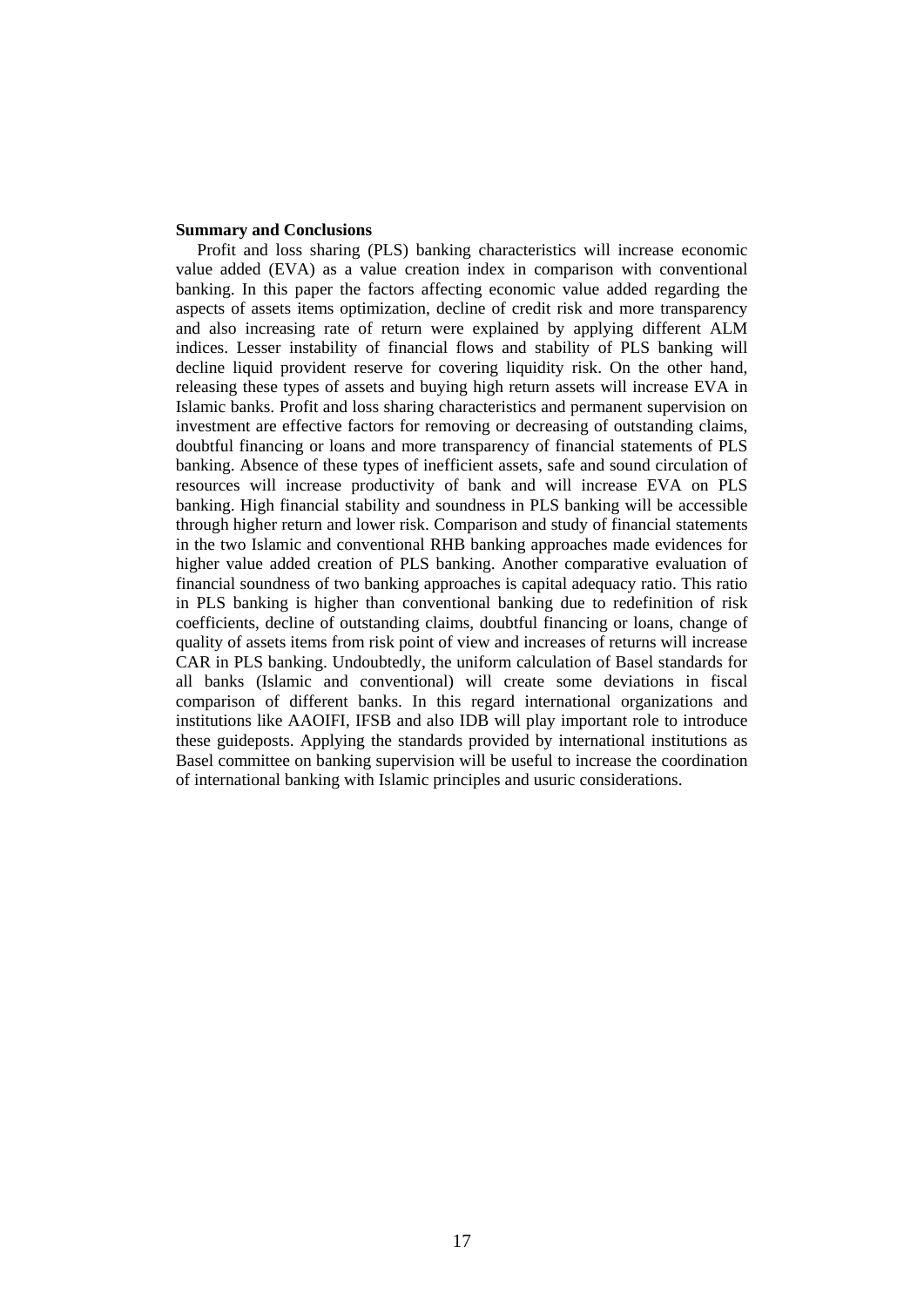**Summary and Conclusions**

Profit and loss sharing (PLS) banking characteristics will increase economic value added (EVA) as a value creation index in comparison with conventional banking. In this paper the factors affecting economic value added regarding the aspects of assets items optimization, decline of credit risk and more transparency and also increasing rate of return were explained by applying different ALM indices. Lesser instability of financial flows and stability of PLS banking will decline liquid provident reserve for covering liquidity risk. On the other hand, releasing these types of assets and buying high return assets will increase EVA in Islamic banks. Profit and loss sharing characteristics and permanent supervision on investment are effective factors for removing or decreasing of outstanding claims, doubtful financing or loans and more transparency of financial statements of PLS banking. Absence of these types of inefficient assets, safe and sound circulation of resources will increase productivity of bank and will increase EVA on PLS banking. High financial stability and soundness in PLS banking will be accessible through higher return and lower risk. Comparison and study of financial statements in the two Islamic and conventional RHB banking approaches made evidences for higher value added creation of PLS banking. Another comparative evaluation of financial soundness of two banking approaches is capital adequacy ratio. This ratio in PLS banking is higher than conventional banking due to redefinition of risk coefficients, decline of outstanding claims, doubtful financing or loans, change of quality of assets items from risk point of view and increases of returns will increase CAR in PLS banking. Undoubtedly, the uniform calculation of Basel standards for all banks (Islamic and conventional) will create some deviations in fiscal comparison of different banks. In this regard international organizations and institutions like AAOIFI, IFSB and also IDB will play important role to introduce these guideposts. Applying the standards provided by international institutions as Basel committee on banking supervision will be useful to increase the coordination of international banking with Islamic principles and usuric considerations.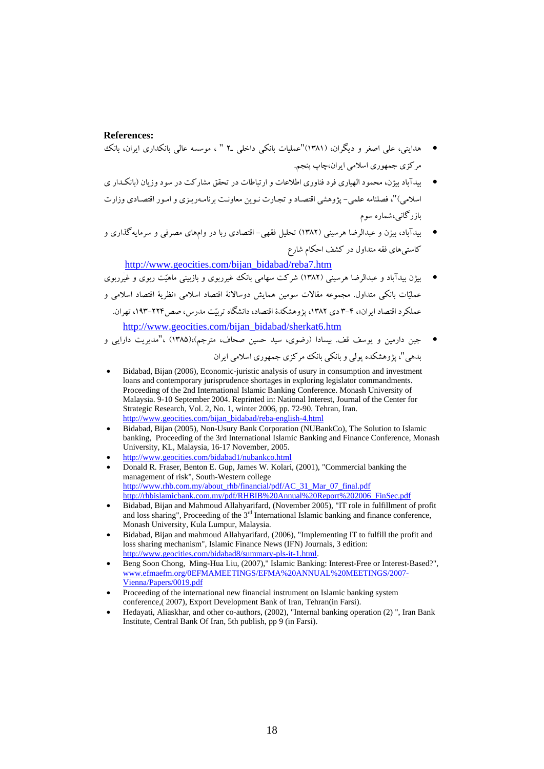**References:**

- هدایتی، علی اصغر و دیگران، (۱۳۸۱)"عملیات بانکی داخلی ـ۲ " ، موسسه عالی بانکداری ایران، بانک مرکزی جمهوری اسلامی ایران،چاپ پنجم.
- بیدآباد بیژن، محمود الهیاری فرد فناوری اطلاعات و ارتباطات در تحقق مشارکت در سود وزیان (بانکـدار ی اسلامی)"، فصلنامه علمی- پژوهشی اقتصـاد و تجـارت نـوین معاونـت برنامـه‌ریـزی و امـور اقتصـادی وزارت بازرگانی،شماره سوم
- بیدآباد، بیژن و عبدالرضا هرسینی (۱۳۸۲) تحلیل فقهی- اقتصادی ربا در وامهای مصرفی و سرمایه‌گذاری و کاستی‌های فقه متداول در کشف احکام شارع

  http://www.geocities.com/bijan_bidadad/reba7.htm
- بیژن بیدآباد و عبدالرضا هرسینی (۱۳۸۲) شرکت سهامی بانک غیرربوی و بازبینی ماهیّت ربوی و غیرربوی عملیّات بانکی متداول. مجموعه مقالات سومین همایش دوسالانهٔ اقتصاد اسلامی «نظریهٔ اقتصاد اسلامی و عملکرد اقتصاد ایران»، ۴-۳ دی ۱۳۸۲، پژوهشکدهٔ اقتصاد، دانشگاه تربیّت مدرس، صص۲۲۴-۱۹۳، تهران.

  http://www.geocities.com/bijan_bidadad/sherkat6.htm
- جین دارمین و یوسف قف. بیسادا (رضوی، سید حسین صحاف، مترجم)،(۱۳۸۵) ،"مدیریت دارایی و بدهی"، پژوهشکده پولی و بانکی بانک مرکزی جمهوری اسلامی ایران
- Bidabad, Bijan (2006), Economic-juristic analysis of usury in consumption and investment loans and contemporary jurisprudence shortages in exploring legislator commandments. Proceeding of the 2nd International Islamic Banking Conference. Monash University of Malaysia. 9-10 September 2004. Reprinted in: National Interest, Journal of the Center for Strategic Research, Vol. 2, No. 1, winter 2006, pp. 72-90. Tehran, Iran. http://www.geocities.com/bijan_bidabad/reba-english-4.html
- Bidabad, Bijan (2005), Non-Usury Bank Corporation (NUBankCo), The Solution to Islamic banking, Proceeding of the 3rd International Islamic Banking and Finance Conference, Monash University, KL, Malaysia, 16-17 November, 2005.
- http://www.geocities.com/bidabad1/nubankco.html
- Donald R. Fraser, Benton E. Gup, James W. Kolari, (2001), "Commercial banking the management of risk", South-Western college http://www.rhb.com.my/about_rhb/financial/pdf/AC_31_Mar_07_final.pdf http://rhbislamicbank.com.my/pdf/RHBIB%20Annual%20Report%202006_FinSec.pdf
- Bidabad, Bijan and Mahmoud Allahyarifard, (November 2005), "IT role in fulfillment of profit and loss sharing", Proceeding of the 3rd International Islamic banking and finance conference, Monash University, Kula Lumpur, Malaysia.
- Bidabad, Bijan and mahmoud Allahyarifard, (2006), "Implementing IT to fulfill the profit and loss sharing mechanism", Islamic Finance News (IFN) Journals, 3 edition: http://www.geocities.com/bidabad8/summary-pls-it-1.html.
- Beng Soon Chong, Ming-Hua Liu, (2007)," Islamic Banking: Interest-Free or Interest-Based?", www.efmaefm.org/0EFMAMEETINGS/EFMA%20ANNUAL%20MEETINGS/2007-Vienna/Papers/0019.pdf
- Proceeding of the international new financial instrument on Islamic banking system conference,( 2007), Export Development Bank of Iran, Tehran(in Farsi).
- Hedayati, Aliaskhar, and other co-authors, (2002), "Internal banking operation (2) ", Iran Bank Institute, Central Bank Of Iran, 5th publish, pp 9 (in Farsi).